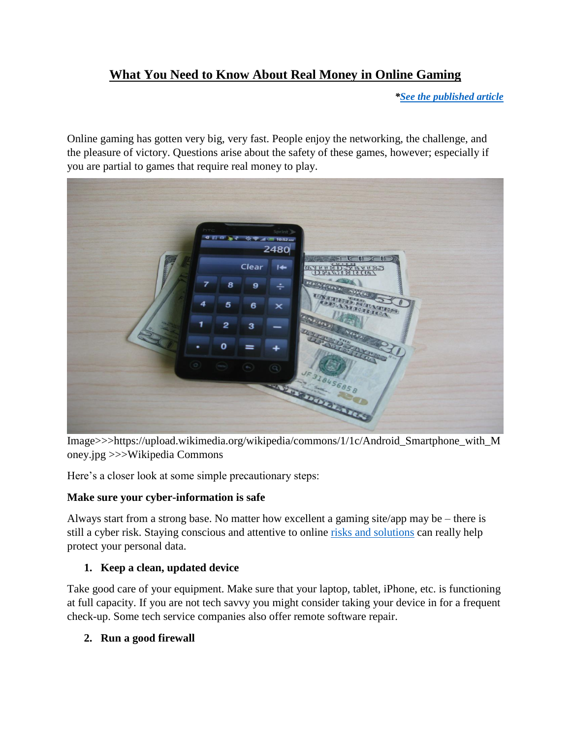# What You Need to Know About Real Money in Online Gaming

***See the published article***

Online gaming has gotten very big, very fast. People enjoy the networking, the challenge, and the pleasure of victory. Questions arise about the safety of these games, however; especially if you are partial to games that require real money to play.

Image>>>https://upload.wikimedia.org/wikipedia/commons/1/1c/Android_Smartphone_with_Money.jpg >>>Wikipedia Commons

Here's a closer look at some simple precautionary steps:

**Make sure your cyber-information is safe**

Always start from a strong base. No matter how excellent a gaming site/app may be – there is still a cyber risk. Staying conscious and attentive to online risks and solutions can really help protect your personal data.

1. **Keep a clean, updated device**

Take good care of your equipment. Make sure that your laptop, tablet, iPhone, etc. is functioning at full capacity. If you are not tech savvy you might consider taking your device in for a frequent check-up. Some tech service companies also offer remote software repair.

2. **Run a good firewall**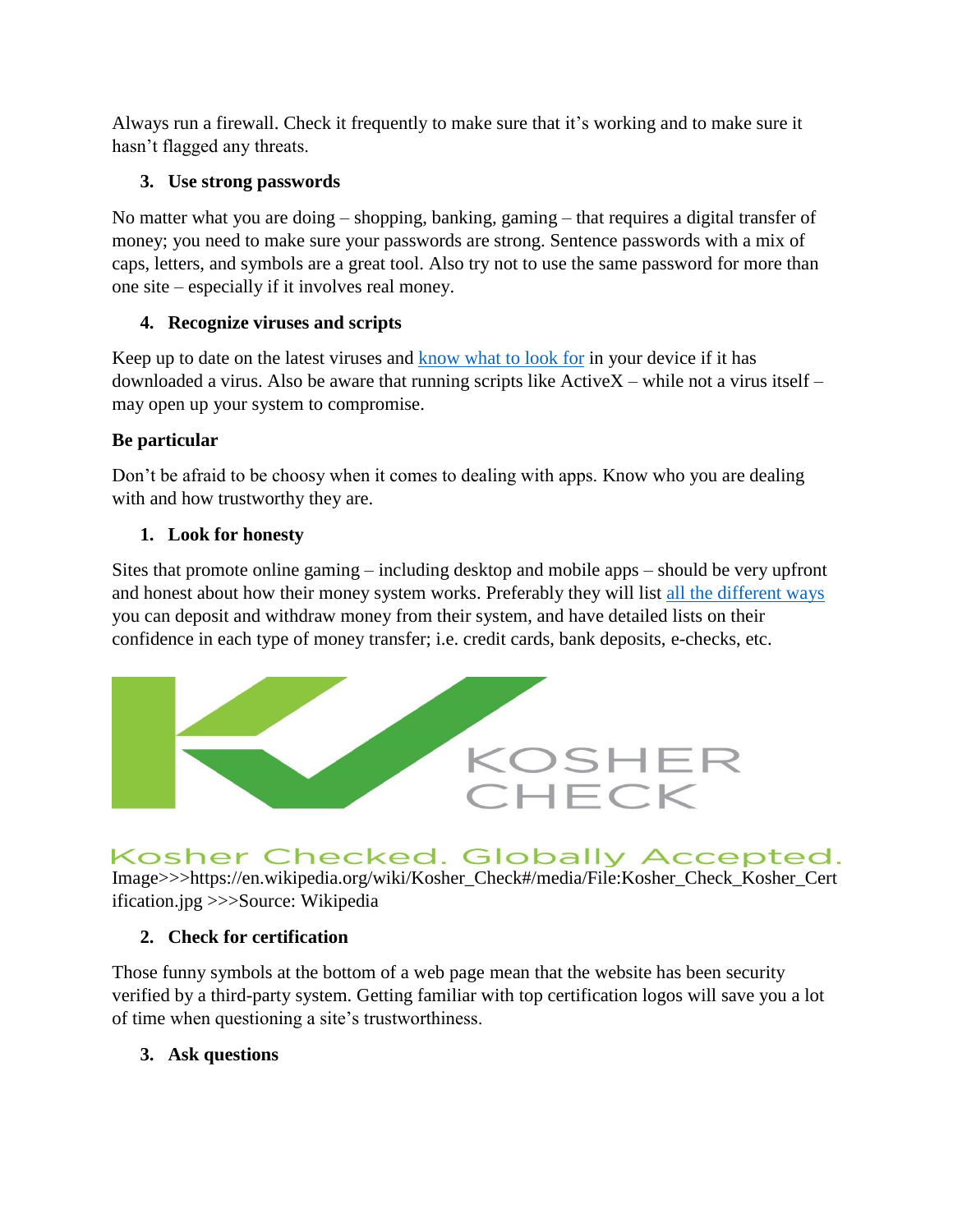Always run a firewall. Check it frequently to make sure that it's working and to make sure it hasn't flagged any threats.

3. **Use strong passwords**

No matter what you are doing – shopping, banking, gaming – that requires a digital transfer of money; you need to make sure your passwords are strong. Sentence passwords with a mix of caps, letters, and symbols are a great tool. Also try not to use the same password for more than one site – especially if it involves real money.

4. **Recognize viruses and scripts**

Keep up to date on the latest viruses and know what to look for in your device if it has downloaded a virus. Also be aware that running scripts like ActiveX – while not a virus itself – may open up your system to compromise.

**Be particular**

Don't be afraid to be choosy when it comes to dealing with apps. Know who you are dealing with and how trustworthy they are.

1. **Look for honesty**

Sites that promote online gaming – including desktop and mobile apps – should be very upfront and honest about how their money system works. Preferably they will list all the different ways you can deposit and withdraw money from their system, and have detailed lists on their confidence in each type of money transfer; i.e. credit cards, bank deposits, e-checks, etc.

KOSHER CHECK

Kosher Checked. Globally Accepted.

Image>>>https://en.wikipedia.org/wiki/Kosher_Check#/media/File:Kosher_Check_Kosher_Certification.jpg >>>Source: Wikipedia

2. **Check for certification**

Those funny symbols at the bottom of a web page mean that the website has been security verified by a third-party system. Getting familiar with top certification logos will save you a lot of time when questioning a site's trustworthiness.

3. **Ask questions**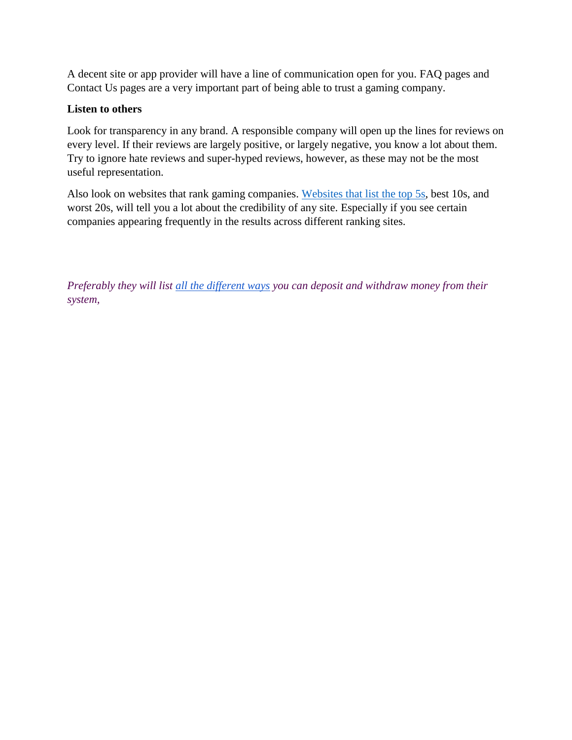A decent site or app provider will have a line of communication open for you. FAQ pages and Contact Us pages are a very important part of being able to trust a gaming company.

**Listen to others**

Look for transparency in any brand. A responsible company will open up the lines for reviews on every level. If their reviews are largely positive, or largely negative, you know a lot about them. Try to ignore hate reviews and super-hyped reviews, however, as these may not be the most useful representation.

Also look on websites that rank gaming companies. Websites that list the top 5s, best 10s, and worst 20s, will tell you a lot about the credibility of any site. Especially if you see certain companies appearing frequently in the results across different ranking sites.

*Preferably they will list all the different ways you can deposit and withdraw money from their system,*